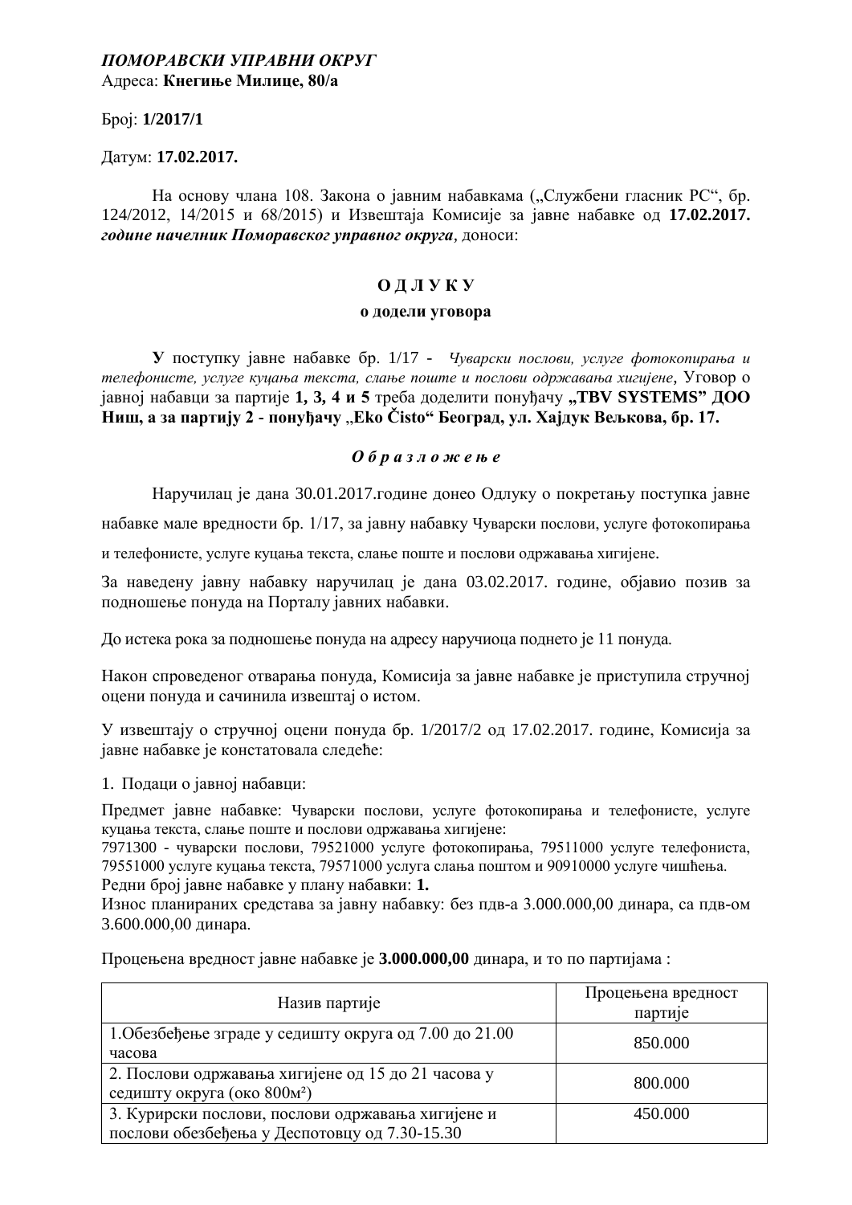***ПОМОРАВСКИ УПРАВНИ ОКРУГ***
Адреса: **Кнегиње Милице, 80/а**

Број: **1/2017/1**

Датум: **17.02.2017.**

На основу члана 108. Закона о јавним набавкама („Службени гласник РС", бр. 124/2012, 14/2015 и 68/2015) и Извештаја Комисије за јавне набавке од **17.02.2017.** ***године начелник Поморавског управног округа***, доноси:

## О Д Л У К У

### о додели уговора

**У** поступку јавне набавке бр. 1/17 - *Чуварски послови, услуге фотокопирања и телефонисте, услуге куцања текста, слање поште и послови одржавања хигијене*, Уговор о јавној набавци за партије **1, 3, 4 и 5** треба доделити понуђачу **„TBV SYSTEMS" ДОО Ниш, а за партију 2 - понуђачу „Eko Čisto" Београд, ул. Хајдук Вељкова, бр. 17.**

***О б р а з л о ж е њ е***

Наручилац је дана 30.01.2017.године донео Одлуку о покретању поступка јавне набавке мале вредности бр. 1/17, за јавну набавку Чуварски послови, услуге фотокопирања и телефонисте, услуге куцања текста, слање поште и послови одржавања хигијене.

За наведену јавну набавку наручилац је дана 03.02.2017. године, објавио позив за подношење понуда на Порталу јавних набавки.

До истека рока за подношење понуда на адресу наручиоца поднето је 11 понуда.

Након спроведеног отварања понуда, Комисија за јавне набавке је приступила стручној оцени понуда и сачинила извештај о истом.

У извештају о стручној оцени понуда бр. 1/2017/2 од 17.02.2017. године, Комисија за јавне набавке је констатовала следеће:

1. Подаци о јавној набавци:

Предмет јавне набавке: Чуварски послови, услуге фотокопирања и телефонисте, услуге куцања текста, слање поште и послови одржавања хигијене:
7971300 - чуварски послови, 79521000 услуге фотокопирања, 79511000 услуге телефониста, 79551000 услуге куцања текста, 79571000 услуга слања поштом и 90910000 услуге чишћења.
Редни број јавне набавке у плану набавки: **1.**
Износ планираних средстава за јавну набавку: без пдв-а 3.000.000,00 динара, са пдв-ом 3.600.000,00 динара.

Процењена вредност јавне набавке је **3.000.000,00** динара, и то по партијама :

| Назив партије | Процењена вредност партије |
|---|---|
| 1.Обезбеђење зграде у седишту округа од 7.00 до 21.00 часова | 850.000 |
| 2. Послови одржавања хигијене од 15 до 21 часова у седишту округа (око 800m²) | 800.000 |
| 3. Курирски послови, послови одржавања хигијене и послови обезбеђења у Деспотовцу од 7.30-15.30 | 450.000 |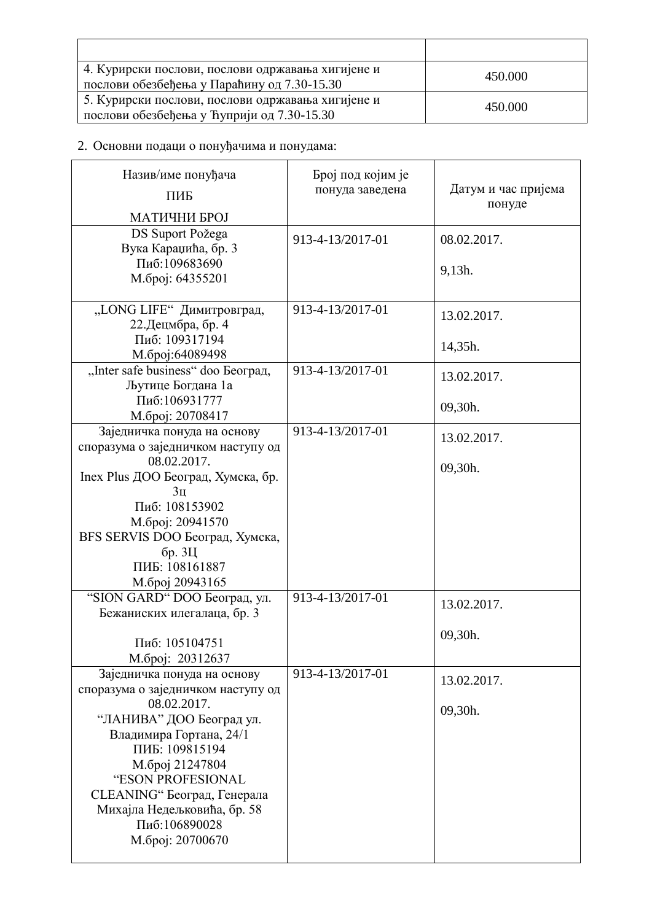| | |
|---|---|
| 4. Курирски послови, послови одржавања хигијене и послови обезбеђења у Параћину од 7.30-15.30 | 450.000 |
| 5. Курирски послови, послови одржавања хигијене и послови обезбеђења у Ћуприји од 7.30-15.30 | 450.000 |

2. Основни подаци о понуђачима и понудама:

| Назив/име понуђача<br>ПИБ<br>МАТИЧНИ БРОЈ | Број под којим је понуда заведена | Датум и час пријема понуде |
|---|---|---|
| DS Suport Požega<br>Вука Караџића, бр. 3<br>Пиб:109683690<br>М.број: 64355201 | 913-4-13/2017-01 | 08.02.2017.<br>9,13h. |
| „LONG LIFE" Димитровград, 22.Децмбра, бр. 4<br>Пиб: 109317194<br>М.број:64089498 | 913-4-13/2017-01 | 13.02.2017.<br>14,35h. |
| „Inter safe business" doo Београд, Љутице Богдана 1а<br>Пиб:106931777<br>М.број: 20708417 | 913-4-13/2017-01 | 13.02.2017.<br>09,30h. |
| Заједничка понуда на основу споразума о заједничком наступу од 08.02.2017.<br>Inex Plus ДОО Београд, Хумска, бр. 3ц<br>Пиб: 108153902<br>М.број: 20941570<br>BFS SERVIS DOO Београд, Хумска, бр. 3Ц<br>ПИБ: 108161887<br>М.број 20943165 | 913-4-13/2017-01 | 13.02.2017.<br>09,30h. |
| "SION GARD" DOO Београд, ул. Бежаниских илегалаца, бр. 3<br>Пиб: 105104751<br>М.број: 20312637 | 913-4-13/2017-01 | 13.02.2017.<br>09,30h. |
| Заједничка понуда на основу споразума о заједничком наступу од 08.02.2017.<br>"ЛАНИВА" ДОО Београд ул. Владимира Гортана, 24/1<br>ПИБ: 109815194<br>М.број 21247804<br>"ESON PROFESIONAL CLEANING" Београд, Генерала Михајла Недељковића, бр. 58<br>Пиб:106890028<br>М.број: 20700670 | 913-4-13/2017-01 | 13.02.2017.<br>09,30h. |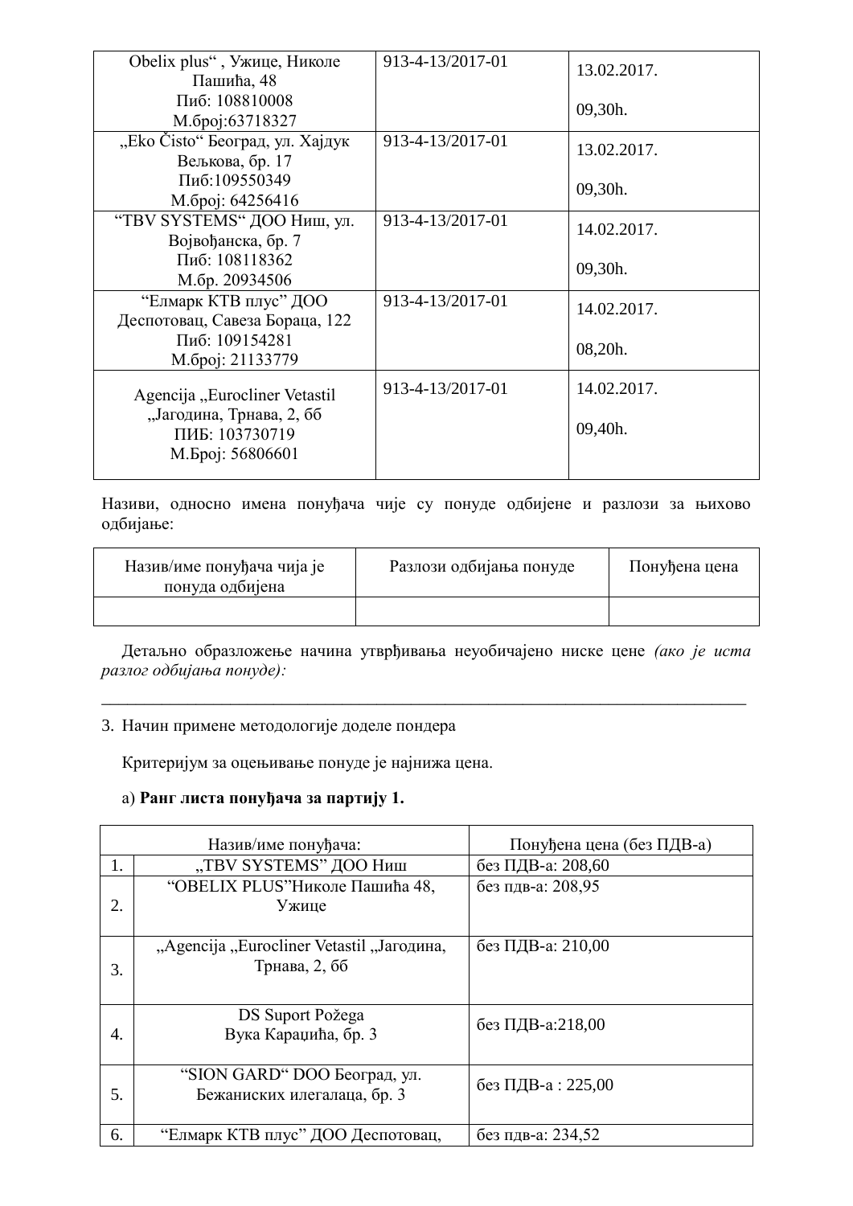| | | |
|---|---|---|
| Obelix plus“ , Ужице, Николе Пашића, 48 Пиб: 108810008 М.број:63718327 | 913-4-13/2017-01 | 13.02.2017. 09,30h. |
| „Eko Čisto“ Београд, ул. Хајдук Вељкова, бр. 17 Пиб:109550349 М.број: 64256416 | 913-4-13/2017-01 | 13.02.2017. 09,30h. |
| “TBV SYSTEMS“ ДОО Ниш, ул. Војвођанска, бр. 7 Пиб: 108118362 М.бр. 20934506 | 913-4-13/2017-01 | 14.02.2017. 09,30h. |
| “Елмарк КТВ плус” ДОО Деспотовац, Савеза Бораца, 122 Пиб: 109154281 М.број: 21133779 | 913-4-13/2017-01 | 14.02.2017. 08,20h. |
| Agencija „Eurocliner Vetastil „Јагодина, Трнава, 2, бб ПИБ: 103730719 М.Број: 56806601 | 913-4-13/2017-01 | 14.02.2017. 09,40h. |

Називи, односно имена понуђача чије су понуде одбијене и разлози за њихово одбијање:

| Назив/име понуђача чија је понуда одбијена | Разлози одбијања понуде | Понуђена цена |
|---|---|---|
| | | |

Детаљно образложење начина утврђивања неуобичајено ниске цене *(ако је иста разлог одбијања понуде):*

_______________________________________________________________________________

3. Начин примене методологије доделе пондера

Критеријум за оцењивање понуде је најнижа цена.

а) **Ранг листа понуђача за партију 1.**

| | Назив/име понуђача: | Понуђена цена (без ПДВ-а) |
|---|---|---|
| 1. | „TBV SYSTEMS” ДОО Ниш | без ПДВ-а: 208,60 |
| 2. | “OBELIX PLUS”Николе Пашића 48, Ужице | без пдв-а: 208,95 |
| 3. | „Agencija „Eurocliner Vetastil „Јагодина, Трнава, 2, бб | без ПДВ-а: 210,00 |
| 4. | DS Suport Požega Вука Караџића, бр. 3 | без ПДВ-а:218,00 |
| 5. | “SION GARD“ DOO Београд, ул. Бежаниских илегалаца, бр. 3 | без ПДВ-а : 225,00 |
| 6. | “Елмарк КТВ плус” ДОО Деспотовац, | без пдв-а: 234,52 |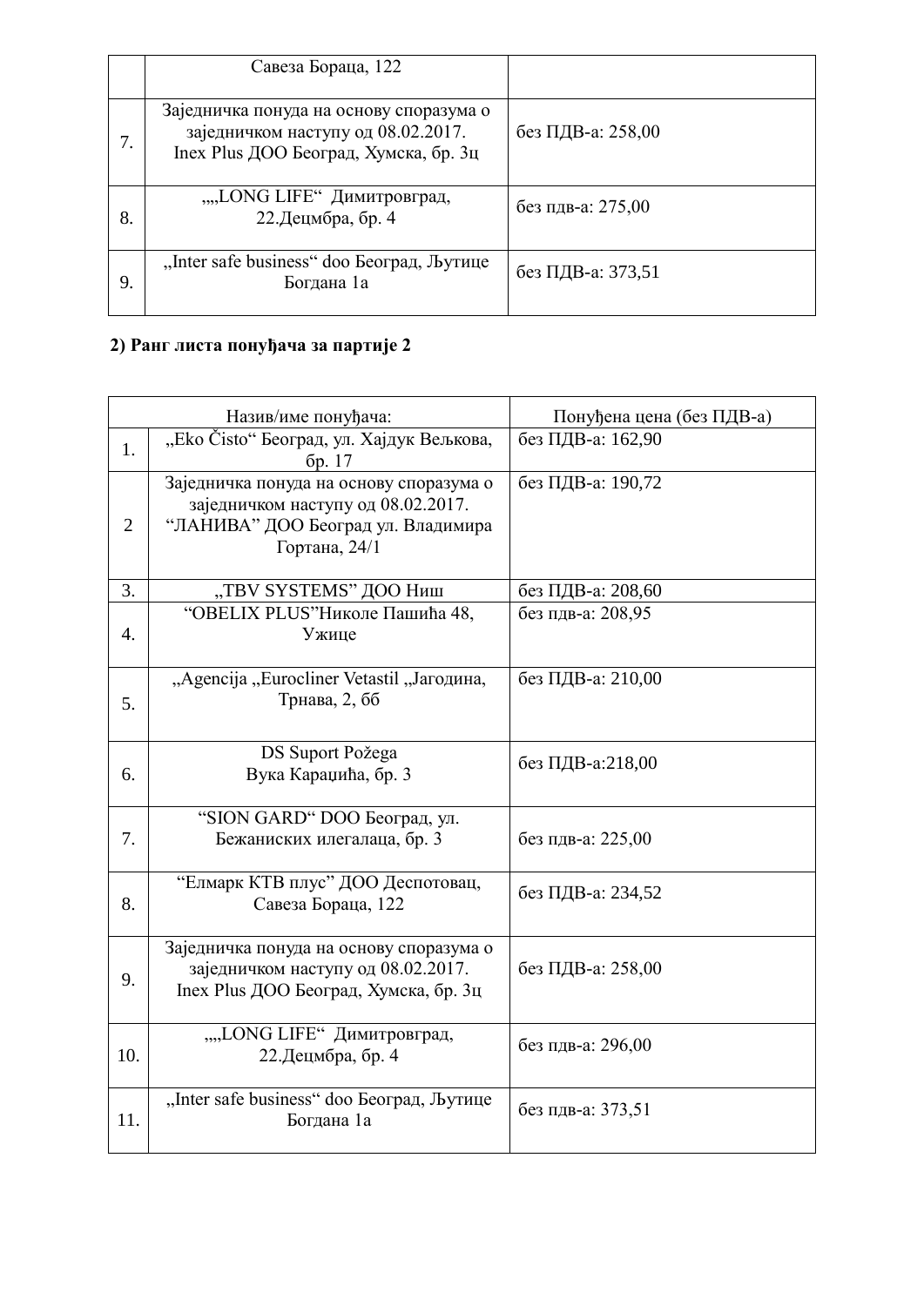|  |  |  |
|---|---|---|
|  | Савеза Бораца, 122 |  |
| 7. | Заједничка понуда на основу споразума о заједничком наступу од 08.02.2017. Inex Plus ДОО Београд, Хумска, бр. 3ц | без ПДВ-а: 258,00 |
| 8. | „„„LONG LIFE“ Димитровград, 22.Децмбра, бр. 4 | без пдв-а: 275,00 |
| 9. | „Inter safe business“ doo Београд, Љутице Богдана 1а | без ПДВ-а: 373,51 |

**2) Ранг листа понуђача за партије 2**

| Назив/име понуђача: | | Понуђена цена (без ПДВ-а) |
|---|---|---|
| 1. | „Eko Čisto“ Београд, ул. Хајдук Вељкова, бр. 17 | без ПДВ-а: 162,90 |
| 2 | Заједничка понуда на основу споразума о заједничком наступу од 08.02.2017. “ЛАНИВА” ДОО Београд ул. Владимира Гортана, 24/1 | без ПДВ-а: 190,72 |
| 3. | „TBV SYSTEMS” ДОО Ниш | без ПДВ-а: 208,60 |
| 4. | “OBELIX PLUS”Николе Пашића 48, Ужице | без пдв-а: 208,95 |
| 5. | „Agencija „Eurocliner Vetastil „Јагодина, Трнава, 2, бб | без ПДВ-а: 210,00 |
| 6. | DS Suport Požega Вука Караџића, бр. 3 | без ПДВ-а:218,00 |
| 7. | “SION GARD“ DOO Београд, ул. Бежаниских илегалаца, бр. 3 | без пдв-а: 225,00 |
| 8. | “Елмарк КТВ плус” ДОО Деспотовац, Савеза Бораца, 122 | без ПДВ-а: 234,52 |
| 9. | Заједничка понуда на основу споразума о заједничком наступу од 08.02.2017. Inex Plus ДОО Београд, Хумска, бр. 3ц | без ПДВ-а: 258,00 |
| 10. | „„„LONG LIFE“ Димитровград, 22.Децмбра, бр. 4 | без пдв-а: 296,00 |
| 11. | „Inter safe business“ doo Београд, Љутице Богдана 1а | без пдв-а: 373,51 |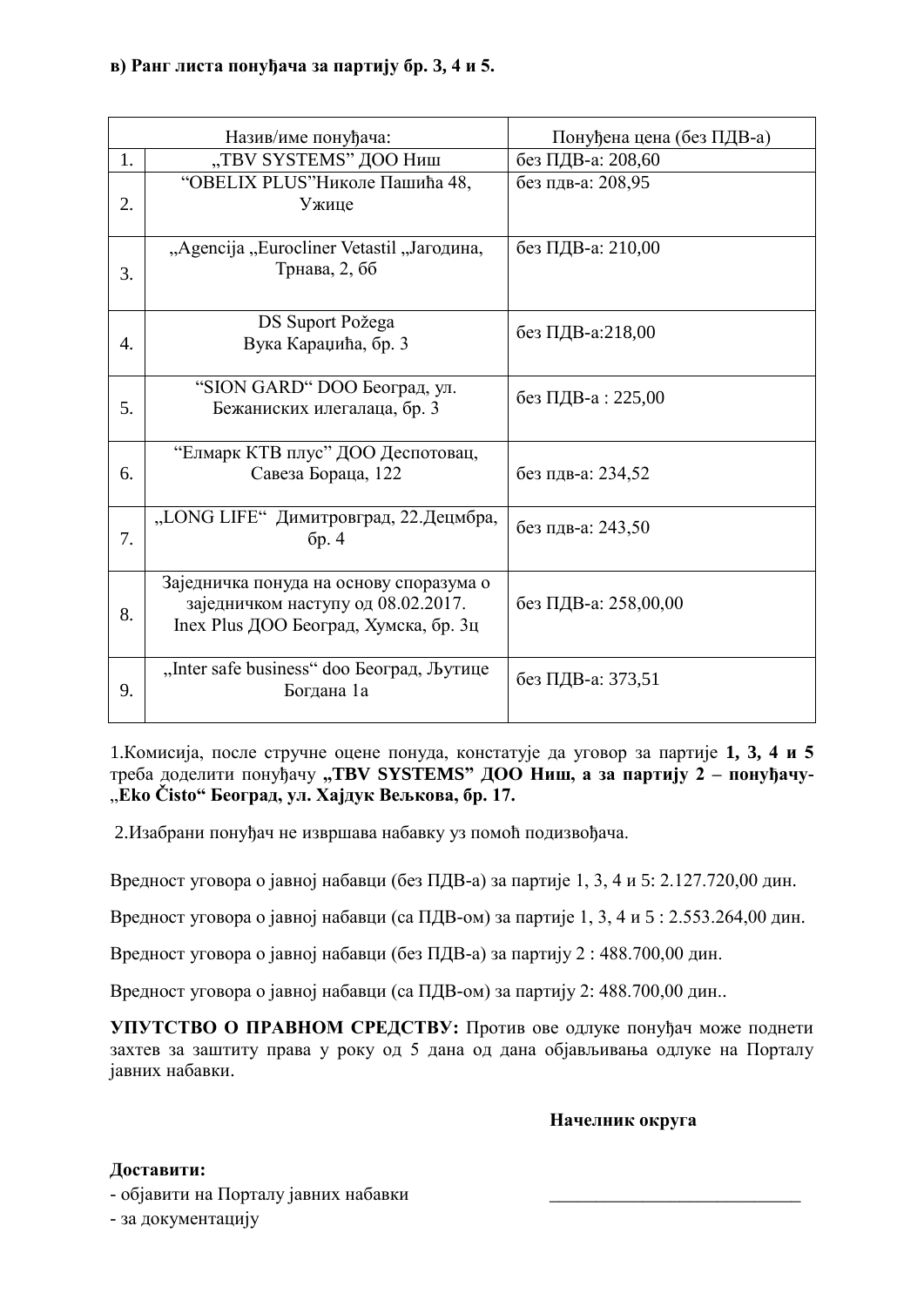**в) Ранг листа понуђача за партију бр. 3, 4 и 5.**

| Назив/име понуђача: | | Понуђена цена (без ПДВ-а) |
|---|---|---|
| 1. | „TBV SYSTEMS" ДОО Ниш | без ПДВ-а: 208,60 |
| 2. | "OBELIX PLUS"Николе Пашића 48, Ужице | без пдв-а: 208,95 |
| 3. | „Agencija „Eurocliner Vetastil „Јагодина, Трнава, 2, бб | без ПДВ-а: 210,00 |
| 4. | DS Suport Požega Вука Караџића, бр. 3 | без ПДВ-а:218,00 |
| 5. | "SION GARD" DOO Београд, ул. Бежаниских илегалаца, бр. 3 | без ПДВ-а : 225,00 |
| 6. | "Елмарк КТВ плус" ДОО Деспотовац, Савеза Бораца, 122 | без пдв-а: 234,52 |
| 7. | „LONG LIFE" Димитровград, 22.Децмбра, бр. 4 | без пдв-а: 243,50 |
| 8. | Заједничка понуда на основу споразума о заједничком наступу од 08.02.2017. Inex Plus ДОО Београд, Хумска, бр. 3ц | без ПДВ-а: 258,00,00 |
| 9. | „Inter safe business" doo Београд, Љутице Богдана 1а | без ПДВ-а: 373,51 |

1.Комисија, после стручне оцене понуда, констатује да уговор за партије **1, 3, 4 и 5** треба доделити понуђачу **„TBV SYSTEMS" ДОО Ниш, а за партију 2 – понуђачу-„Eko Čisto" Београд, ул. Хајдук Вељкова, бр. 17.**

2.Изабрани понуђач не извршава набавку уз помоћ подизвођача.

Вредност уговора о јавној набавци (без ПДВ-а) за партије 1, 3, 4 и 5: 2.127.720,00 дин.

Вредност уговора о јавној набавци (са ПДВ-ом) за партије 1, 3, 4 и 5 : 2.553.264,00 дин.

Вредност уговора о јавној набавци (без ПДВ-а) за партију 2 : 488.700,00 дин.

Вредност уговора о јавној набавци (са ПДВ-ом) за партију 2: 488.700,00 дин..

**УПУТСТВО О ПРАВНОМ СРЕДСТВУ:** Против ове одлуке понуђач може поднети захтев за заштиту права у року од 5 дана од дана објављивања одлуке на Порталу јавних набавки.

**Начелник округа**

**Доставити:**

- објавити на Порталу јавних набавки
- за документацију

\_\_\_\_\_\_\_\_\_\_\_\_\_\_\_\_\_\_\_\_\_\_\_\_\_\_\_\_